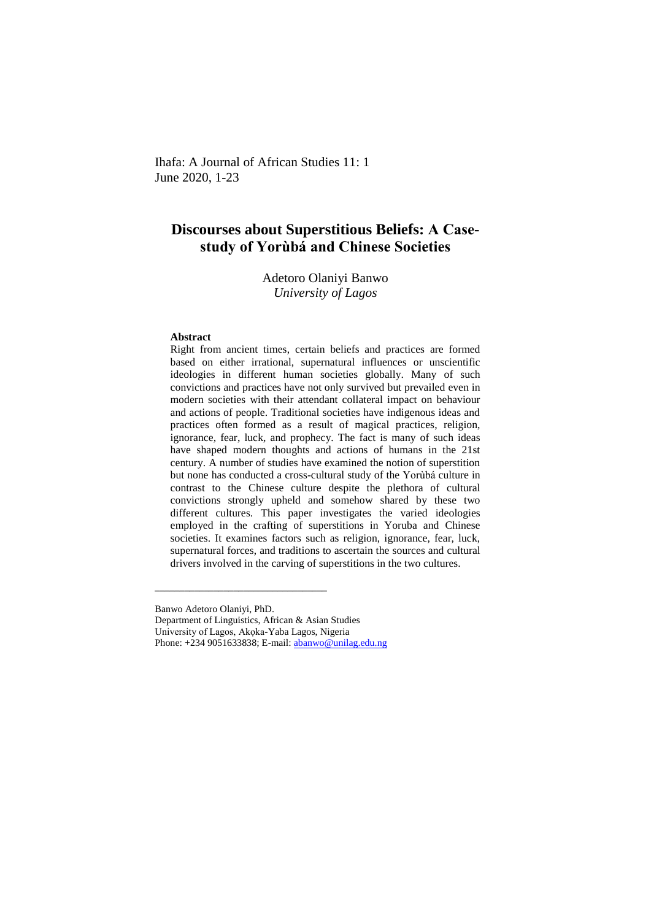Ihafa: A Journal of African Studies 11: 1
June 2020, 1-23

# Discourses about Superstitious Beliefs: A Case-study of Yorùbá and Chinese Societies

Adetoro Olaniyi Banwo
*University of Lagos*

**Abstract**

Right from ancient times, certain beliefs and practices are formed based on either irrational, supernatural influences or unscientific ideologies in different human societies globally. Many of such convictions and practices have not only survived but prevailed even in modern societies with their attendant collateral impact on behaviour and actions of people. Traditional societies have indigenous ideas and practices often formed as a result of magical practices, religion, ignorance, fear, luck, and prophecy. The fact is many of such ideas have shaped modern thoughts and actions of humans in the 21st century. A number of studies have examined the notion of superstition but none has conducted a cross-cultural study of the Yorùbá culture in contrast to the Chinese culture despite the plethora of cultural convictions strongly upheld and somehow shared by these two different cultures. This paper investigates the varied ideologies employed in the crafting of superstitions in Yoruba and Chinese societies. It examines factors such as religion, ignorance, fear, luck, supernatural forces, and traditions to ascertain the sources and cultural drivers involved in the carving of superstitions in the two cultures.

---

Banwo Adetoro Olaniyi, PhD.
Department of Linguistics, African & Asian Studies
University of Lagos, Akọka-Yaba Lagos, Nigeria
Phone: +234 9051633838; E-mail: abanwo@unilag.edu.ng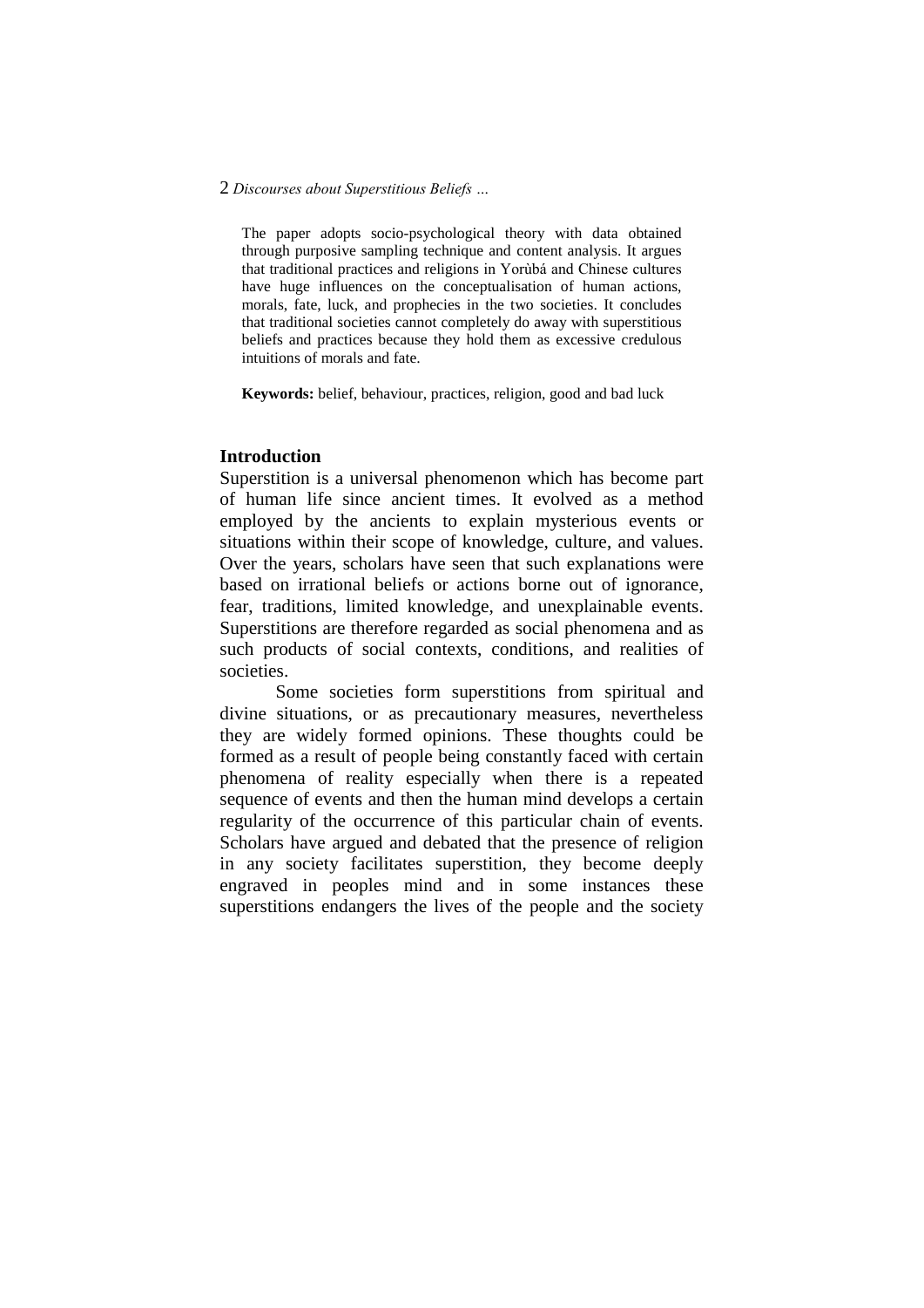The paper adopts socio-psychological theory with data obtained through purposive sampling technique and content analysis. It argues that traditional practices and religions in Yorùbá and Chinese cultures have huge influences on the conceptualisation of human actions, morals, fate, luck, and prophecies in the two societies. It concludes that traditional societies cannot completely do away with superstitious beliefs and practices because they hold them as excessive credulous intuitions of morals and fate.

**Keywords:** belief, behaviour, practices, religion, good and bad luck

## Introduction

Superstition is a universal phenomenon which has become part of human life since ancient times. It evolved as a method employed by the ancients to explain mysterious events or situations within their scope of knowledge, culture, and values. Over the years, scholars have seen that such explanations were based on irrational beliefs or actions borne out of ignorance, fear, traditions, limited knowledge, and unexplainable events. Superstitions are therefore regarded as social phenomena and as such products of social contexts, conditions, and realities of societies.

Some societies form superstitions from spiritual and divine situations, or as precautionary measures, nevertheless they are widely formed opinions. These thoughts could be formed as a result of people being constantly faced with certain phenomena of reality especially when there is a repeated sequence of events and then the human mind develops a certain regularity of the occurrence of this particular chain of events. Scholars have argued and debated that the presence of religion in any society facilitates superstition, they become deeply engraved in peoples mind and in some instances these superstitions endangers the lives of the people and the society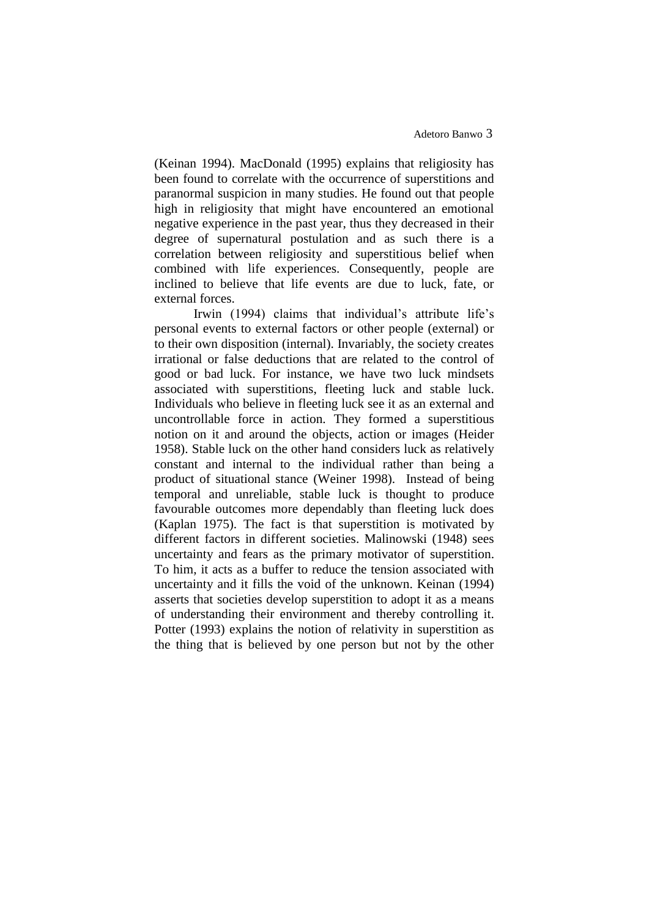(Keinan 1994). MacDonald (1995) explains that religiosity has been found to correlate with the occurrence of superstitions and paranormal suspicion in many studies. He found out that people high in religiosity that might have encountered an emotional negative experience in the past year, thus they decreased in their degree of supernatural postulation and as such there is a correlation between religiosity and superstitious belief when combined with life experiences. Consequently, people are inclined to believe that life events are due to luck, fate, or external forces.

Irwin (1994) claims that individual's attribute life's personal events to external factors or other people (external) or to their own disposition (internal). Invariably, the society creates irrational or false deductions that are related to the control of good or bad luck. For instance, we have two luck mindsets associated with superstitions, fleeting luck and stable luck. Individuals who believe in fleeting luck see it as an external and uncontrollable force in action. They formed a superstitious notion on it and around the objects, action or images (Heider 1958). Stable luck on the other hand considers luck as relatively constant and internal to the individual rather than being a product of situational stance (Weiner 1998). Instead of being temporal and unreliable, stable luck is thought to produce favourable outcomes more dependably than fleeting luck does (Kaplan 1975). The fact is that superstition is motivated by different factors in different societies. Malinowski (1948) sees uncertainty and fears as the primary motivator of superstition. To him, it acts as a buffer to reduce the tension associated with uncertainty and it fills the void of the unknown. Keinan (1994) asserts that societies develop superstition to adopt it as a means of understanding their environment and thereby controlling it. Potter (1993) explains the notion of relativity in superstition as the thing that is believed by one person but not by the other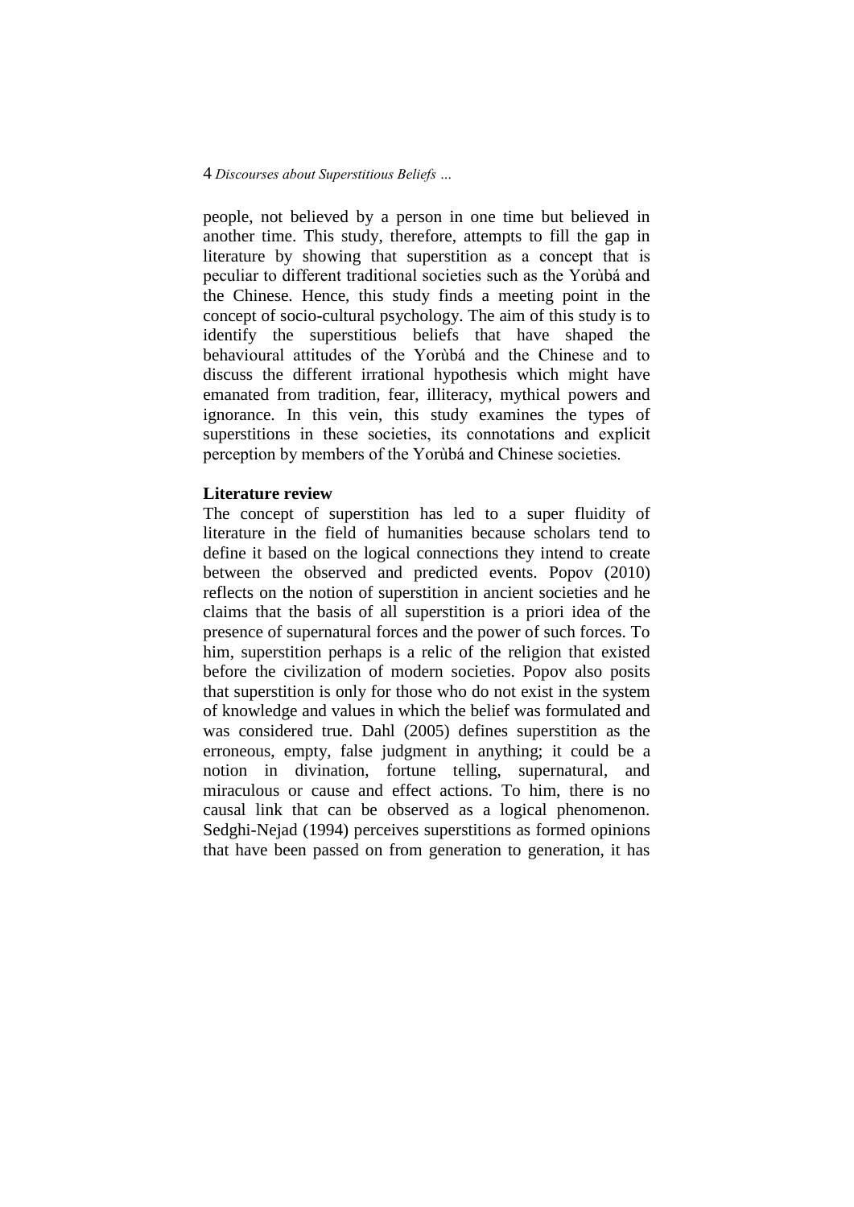people, not believed by a person in one time but believed in another time. This study, therefore, attempts to fill the gap in literature by showing that superstition as a concept that is peculiar to different traditional societies such as the Yorùbá and the Chinese. Hence, this study finds a meeting point in the concept of socio-cultural psychology. The aim of this study is to identify the superstitious beliefs that have shaped the behavioural attitudes of the Yorùbá and the Chinese and to discuss the different irrational hypothesis which might have emanated from tradition, fear, illiteracy, mythical powers and ignorance. In this vein, this study examines the types of superstitions in these societies, its connotations and explicit perception by members of the Yorùbá and Chinese societies.

**Literature review**

The concept of superstition has led to a super fluidity of literature in the field of humanities because scholars tend to define it based on the logical connections they intend to create between the observed and predicted events. Popov (2010) reflects on the notion of superstition in ancient societies and he claims that the basis of all superstition is a priori idea of the presence of supernatural forces and the power of such forces. To him, superstition perhaps is a relic of the religion that existed before the civilization of modern societies. Popov also posits that superstition is only for those who do not exist in the system of knowledge and values in which the belief was formulated and was considered true. Dahl (2005) defines superstition as the erroneous, empty, false judgment in anything; it could be a notion in divination, fortune telling, supernatural, and miraculous or cause and effect actions. To him, there is no causal link that can be observed as a logical phenomenon. Sedghi-Nejad (1994) perceives superstitions as formed opinions that have been passed on from generation to generation, it has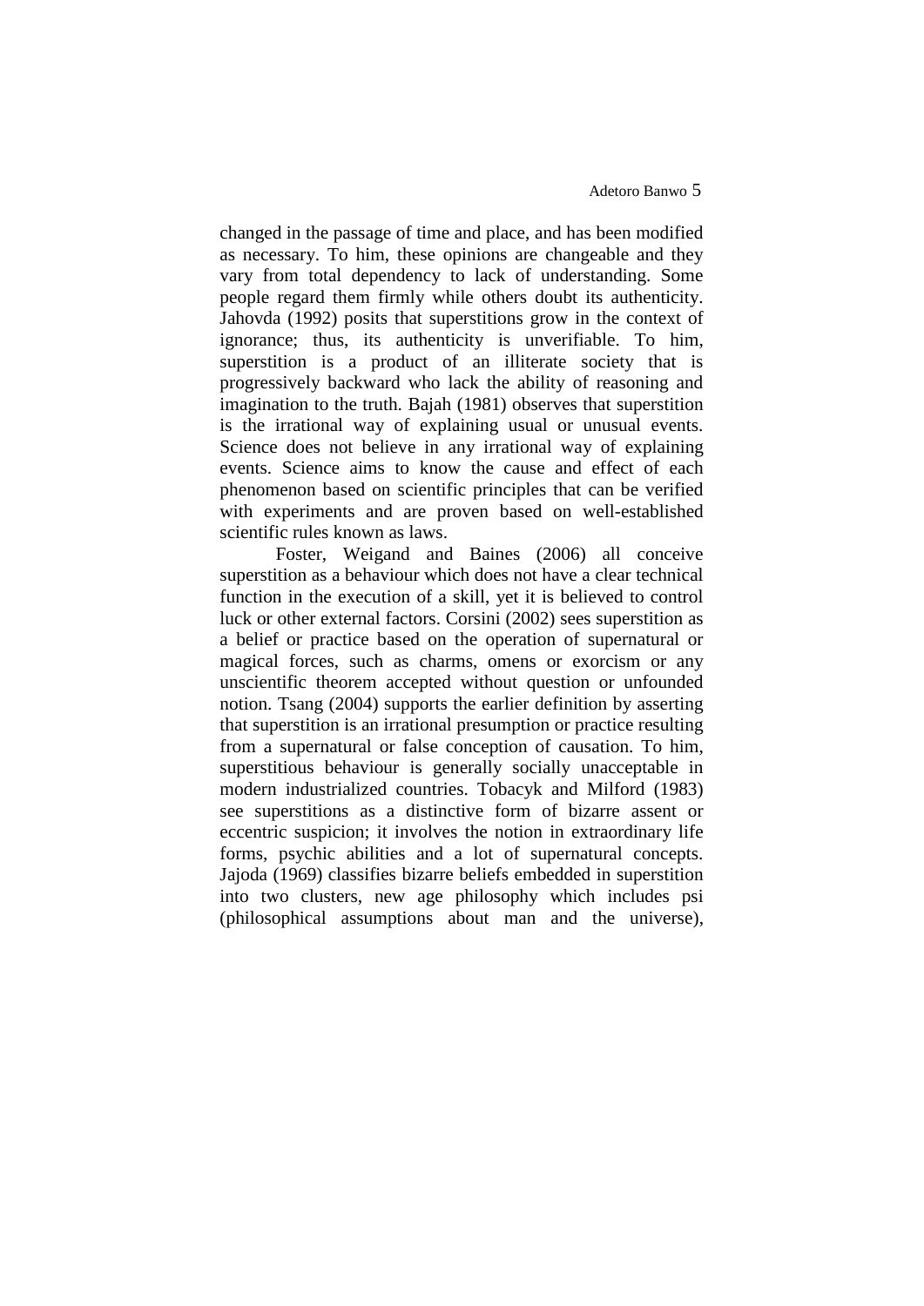changed in the passage of time and place, and has been modified as necessary. To him, these opinions are changeable and they vary from total dependency to lack of understanding. Some people regard them firmly while others doubt its authenticity. Jahovda (1992) posits that superstitions grow in the context of ignorance; thus, its authenticity is unverifiable. To him, superstition is a product of an illiterate society that is progressively backward who lack the ability of reasoning and imagination to the truth. Bajah (1981) observes that superstition is the irrational way of explaining usual or unusual events. Science does not believe in any irrational way of explaining events. Science aims to know the cause and effect of each phenomenon based on scientific principles that can be verified with experiments and are proven based on well-established scientific rules known as laws.

Foster, Weigand and Baines (2006) all conceive superstition as a behaviour which does not have a clear technical function in the execution of a skill, yet it is believed to control luck or other external factors. Corsini (2002) sees superstition as a belief or practice based on the operation of supernatural or magical forces, such as charms, omens or exorcism or any unscientific theorem accepted without question or unfounded notion. Tsang (2004) supports the earlier definition by asserting that superstition is an irrational presumption or practice resulting from a supernatural or false conception of causation. To him, superstitious behaviour is generally socially unacceptable in modern industrialized countries. Tobacyk and Milford (1983) see superstitions as a distinctive form of bizarre assent or eccentric suspicion; it involves the notion in extraordinary life forms, psychic abilities and a lot of supernatural concepts. Jajoda (1969) classifies bizarre beliefs embedded in superstition into two clusters, new age philosophy which includes psi (philosophical assumptions about man and the universe),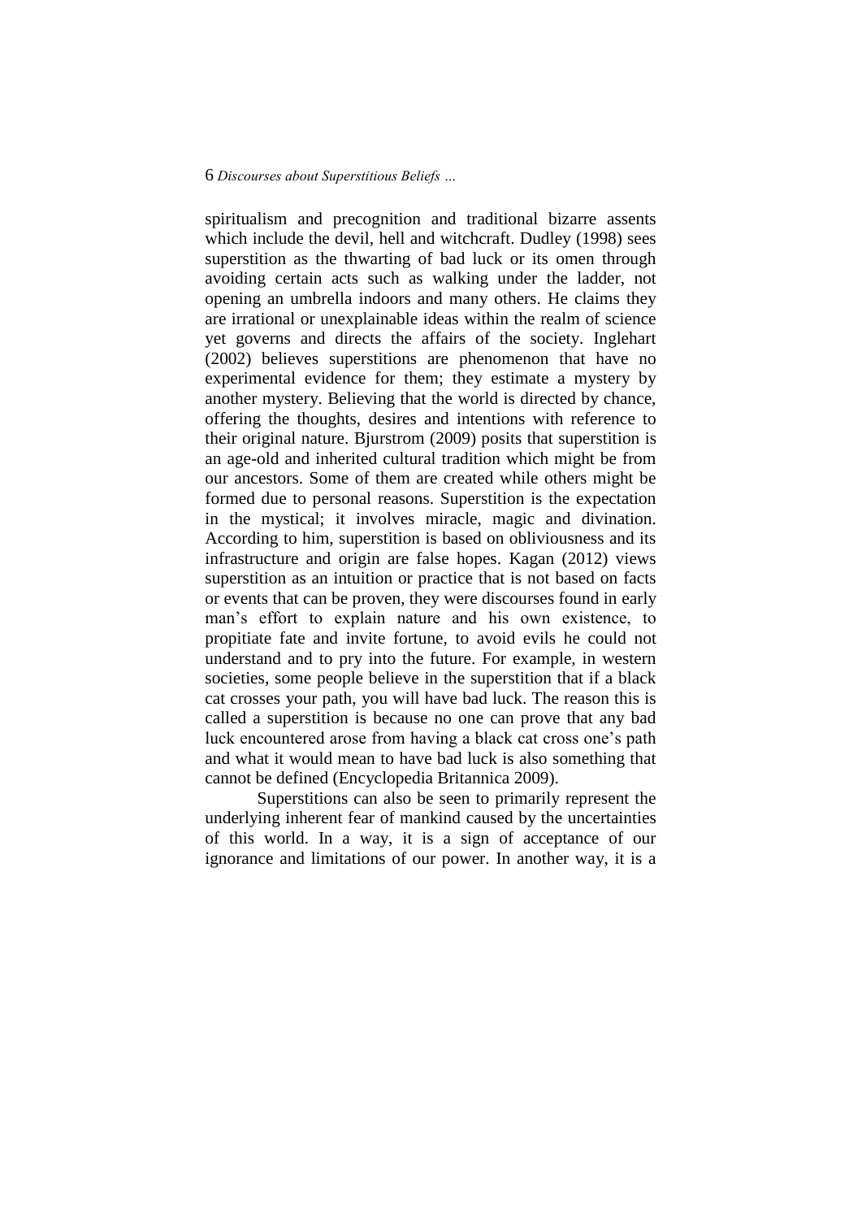spiritualism and precognition and traditional bizarre assents which include the devil, hell and witchcraft. Dudley (1998) sees superstition as the thwarting of bad luck or its omen through avoiding certain acts such as walking under the ladder, not opening an umbrella indoors and many others. He claims they are irrational or unexplainable ideas within the realm of science yet governs and directs the affairs of the society. Inglehart (2002) believes superstitions are phenomenon that have no experimental evidence for them; they estimate a mystery by another mystery. Believing that the world is directed by chance, offering the thoughts, desires and intentions with reference to their original nature. Bjurstrom (2009) posits that superstition is an age-old and inherited cultural tradition which might be from our ancestors. Some of them are created while others might be formed due to personal reasons. Superstition is the expectation in the mystical; it involves miracle, magic and divination. According to him, superstition is based on obliviousness and its infrastructure and origin are false hopes. Kagan (2012) views superstition as an intuition or practice that is not based on facts or events that can be proven, they were discourses found in early man's effort to explain nature and his own existence, to propitiate fate and invite fortune, to avoid evils he could not understand and to pry into the future. For example, in western societies, some people believe in the superstition that if a black cat crosses your path, you will have bad luck. The reason this is called a superstition is because no one can prove that any bad luck encountered arose from having a black cat cross one's path and what it would mean to have bad luck is also something that cannot be defined (Encyclopedia Britannica 2009).

Superstitions can also be seen to primarily represent the underlying inherent fear of mankind caused by the uncertainties of this world. In a way, it is a sign of acceptance of our ignorance and limitations of our power. In another way, it is a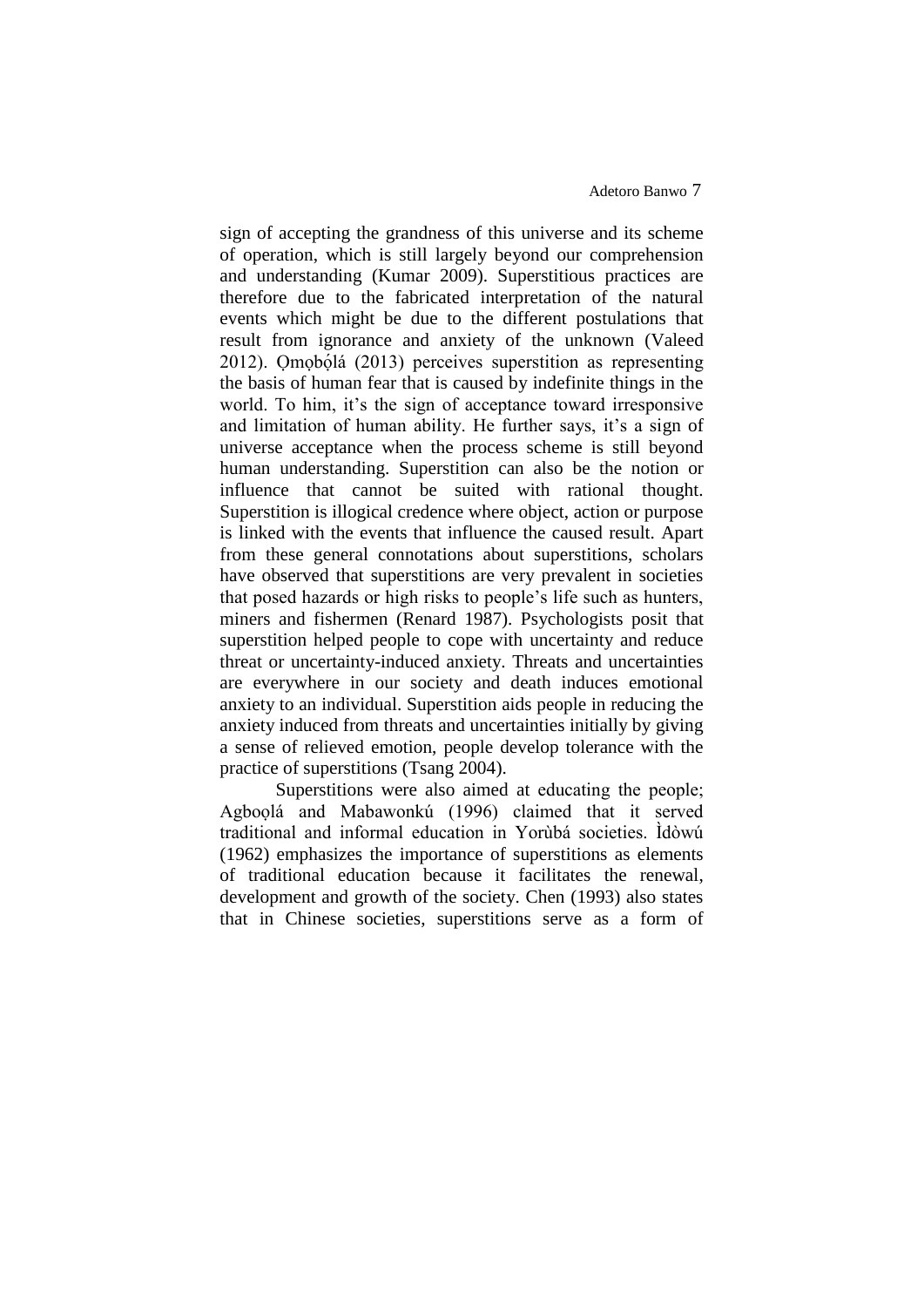sign of accepting the grandness of this universe and its scheme of operation, which is still largely beyond our comprehension and understanding (Kumar 2009). Superstitious practices are therefore due to the fabricated interpretation of the natural events which might be due to the different postulations that result from ignorance and anxiety of the unknown (Valeed 2012). Ọmọbọ́lá (2013) perceives superstition as representing the basis of human fear that is caused by indefinite things in the world. To him, it's the sign of acceptance toward irresponsive and limitation of human ability. He further says, it's a sign of universe acceptance when the process scheme is still beyond human understanding. Superstition can also be the notion or influence that cannot be suited with rational thought. Superstition is illogical credence where object, action or purpose is linked with the events that influence the caused result. Apart from these general connotations about superstitions, scholars have observed that superstitions are very prevalent in societies that posed hazards or high risks to people's life such as hunters, miners and fishermen (Renard 1987). Psychologists posit that superstition helped people to cope with uncertainty and reduce threat or uncertainty-induced anxiety. Threats and uncertainties are everywhere in our society and death induces emotional anxiety to an individual. Superstition aids people in reducing the anxiety induced from threats and uncertainties initially by giving a sense of relieved emotion, people develop tolerance with the practice of superstitions (Tsang 2004).

Superstitions were also aimed at educating the people; Agboọlá and Mabawonkú (1996) claimed that it served traditional and informal education in Yorùbá societies. Ìdòwú (1962) emphasizes the importance of superstitions as elements of traditional education because it facilitates the renewal, development and growth of the society. Chen (1993) also states that in Chinese societies, superstitions serve as a form of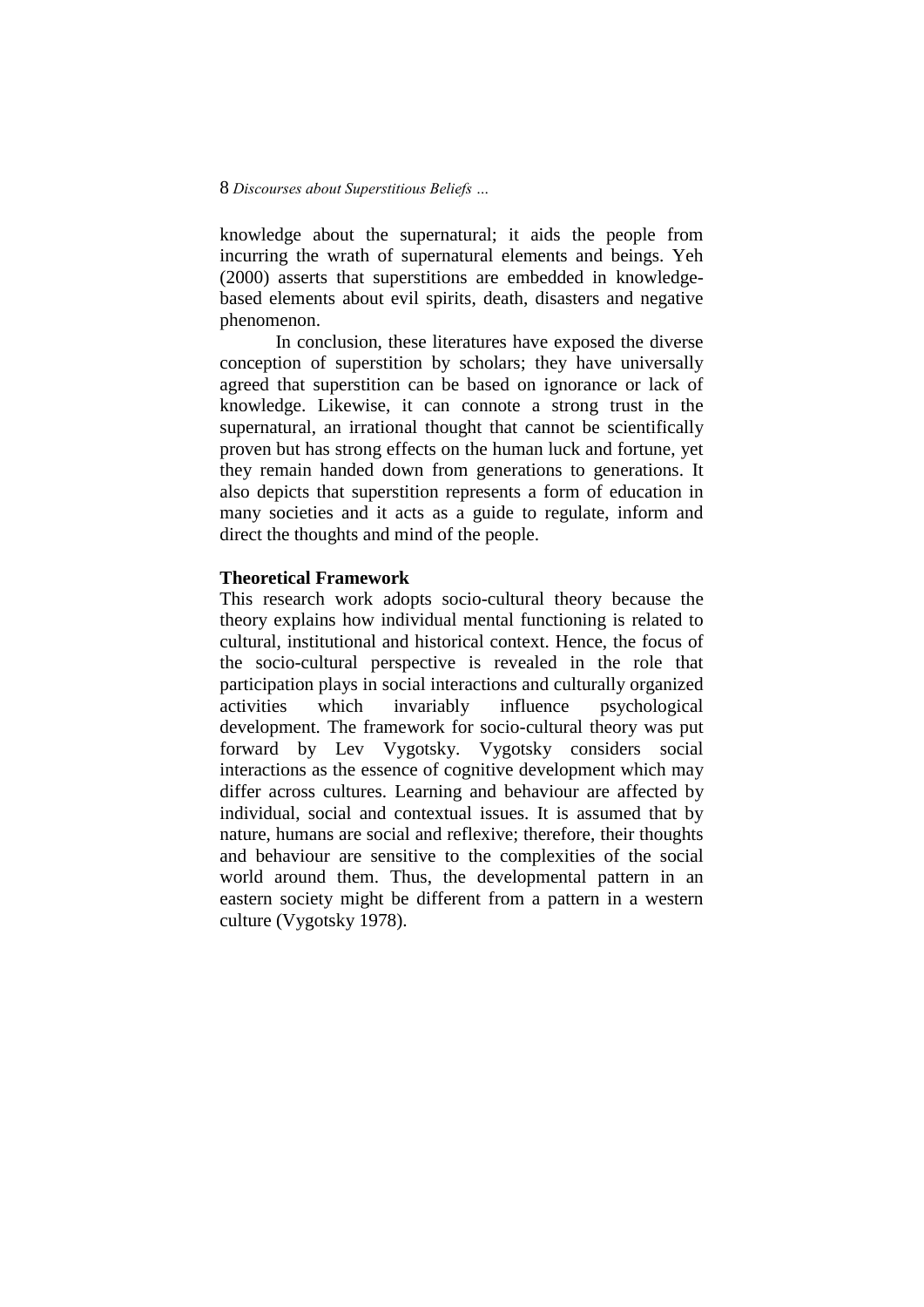knowledge about the supernatural; it aids the people from incurring the wrath of supernatural elements and beings. Yeh (2000) asserts that superstitions are embedded in knowledge-based elements about evil spirits, death, disasters and negative phenomenon.

In conclusion, these literatures have exposed the diverse conception of superstition by scholars; they have universally agreed that superstition can be based on ignorance or lack of knowledge. Likewise, it can connote a strong trust in the supernatural, an irrational thought that cannot be scientifically proven but has strong effects on the human luck and fortune, yet they remain handed down from generations to generations. It also depicts that superstition represents a form of education in many societies and it acts as a guide to regulate, inform and direct the thoughts and mind of the people.

**Theoretical Framework**

This research work adopts socio-cultural theory because the theory explains how individual mental functioning is related to cultural, institutional and historical context. Hence, the focus of the socio-cultural perspective is revealed in the role that participation plays in social interactions and culturally organized activities which invariably influence psychological development. The framework for socio-cultural theory was put forward by Lev Vygotsky. Vygotsky considers social interactions as the essence of cognitive development which may differ across cultures. Learning and behaviour are affected by individual, social and contextual issues. It is assumed that by nature, humans are social and reflexive; therefore, their thoughts and behaviour are sensitive to the complexities of the social world around them. Thus, the developmental pattern in an eastern society might be different from a pattern in a western culture (Vygotsky 1978).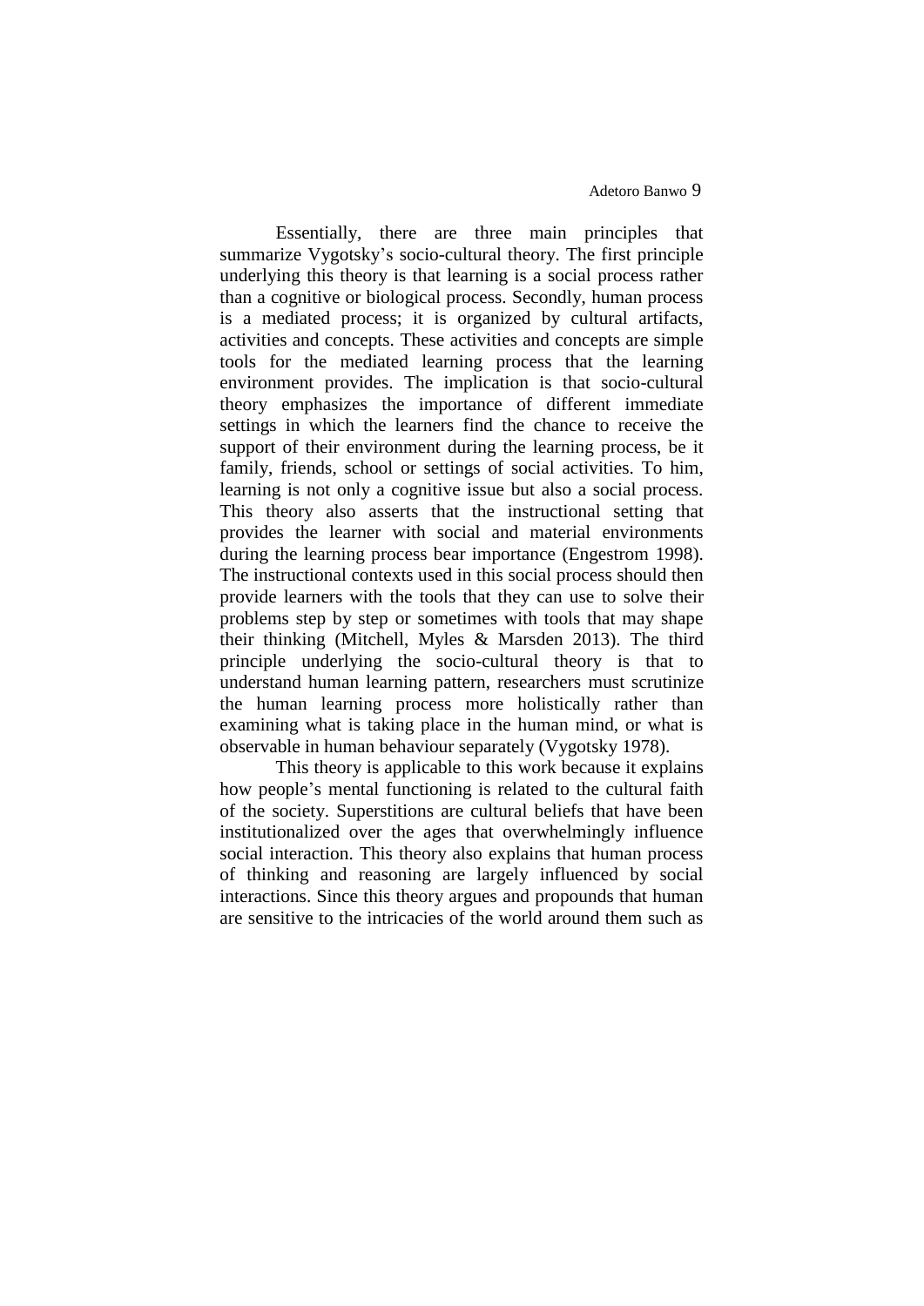Essentially, there are three main principles that summarize Vygotsky's socio-cultural theory. The first principle underlying this theory is that learning is a social process rather than a cognitive or biological process. Secondly, human process is a mediated process; it is organized by cultural artifacts, activities and concepts. These activities and concepts are simple tools for the mediated learning process that the learning environment provides. The implication is that socio-cultural theory emphasizes the importance of different immediate settings in which the learners find the chance to receive the support of their environment during the learning process, be it family, friends, school or settings of social activities. To him, learning is not only a cognitive issue but also a social process. This theory also asserts that the instructional setting that provides the learner with social and material environments during the learning process bear importance (Engestrom 1998). The instructional contexts used in this social process should then provide learners with the tools that they can use to solve their problems step by step or sometimes with tools that may shape their thinking (Mitchell, Myles & Marsden 2013). The third principle underlying the socio-cultural theory is that to understand human learning pattern, researchers must scrutinize the human learning process more holistically rather than examining what is taking place in the human mind, or what is observable in human behaviour separately (Vygotsky 1978).

This theory is applicable to this work because it explains how people's mental functioning is related to the cultural faith of the society. Superstitions are cultural beliefs that have been institutionalized over the ages that overwhelmingly influence social interaction. This theory also explains that human process of thinking and reasoning are largely influenced by social interactions. Since this theory argues and propounds that human are sensitive to the intricacies of the world around them such as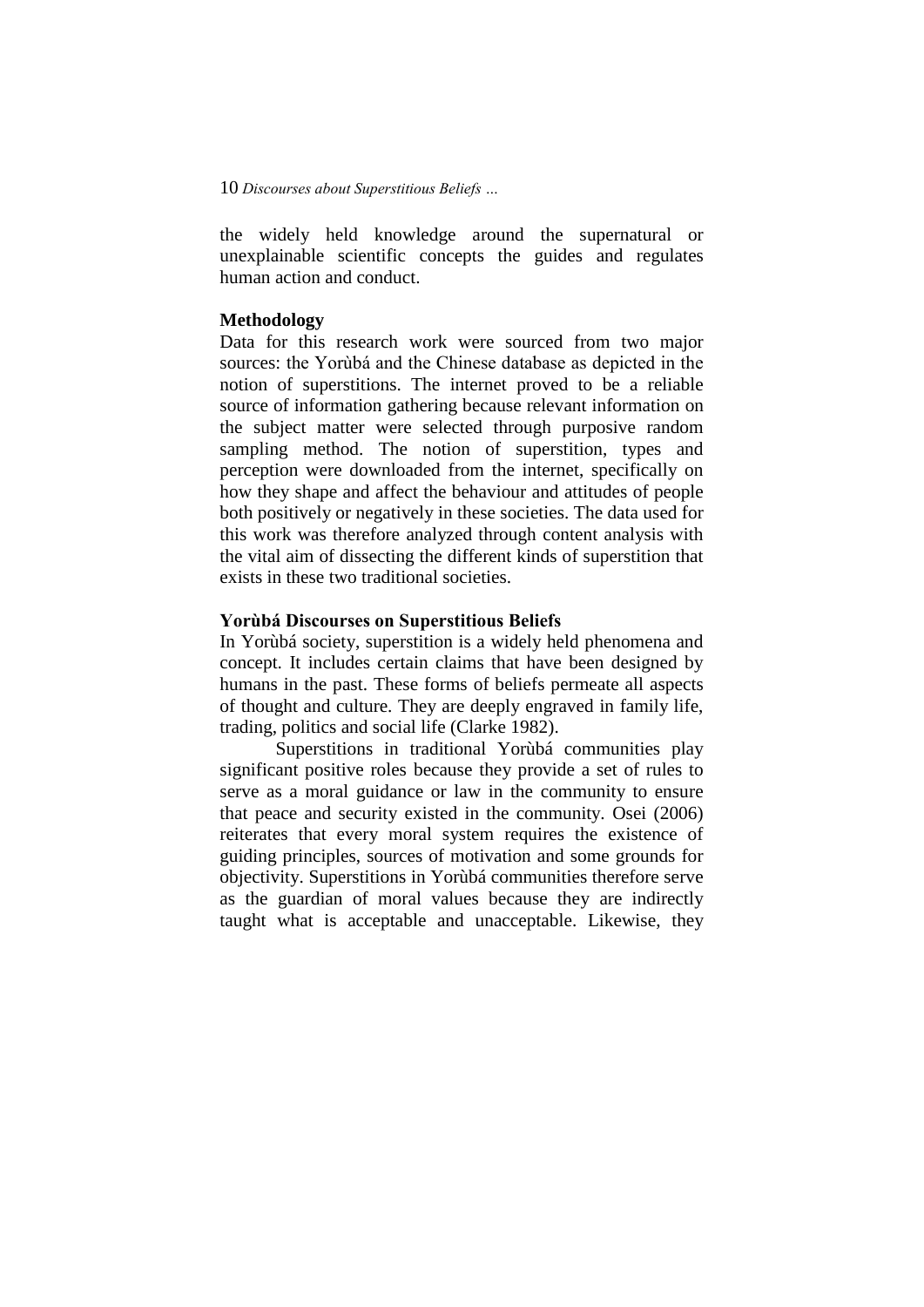the widely held knowledge around the supernatural or unexplainable scientific concepts the guides and regulates human action and conduct.

## Methodology

Data for this research work were sourced from two major sources: the Yorùbá and the Chinese database as depicted in the notion of superstitions. The internet proved to be a reliable source of information gathering because relevant information on the subject matter were selected through purposive random sampling method. The notion of superstition, types and perception were downloaded from the internet, specifically on how they shape and affect the behaviour and attitudes of people both positively or negatively in these societies. The data used for this work was therefore analyzed through content analysis with the vital aim of dissecting the different kinds of superstition that exists in these two traditional societies.

## Yorùbá Discourses on Superstitious Beliefs

In Yorùbá society, superstition is a widely held phenomena and concept. It includes certain claims that have been designed by humans in the past. These forms of beliefs permeate all aspects of thought and culture. They are deeply engraved in family life, trading, politics and social life (Clarke 1982).

Superstitions in traditional Yorùbá communities play significant positive roles because they provide a set of rules to serve as a moral guidance or law in the community to ensure that peace and security existed in the community. Osei (2006) reiterates that every moral system requires the existence of guiding principles, sources of motivation and some grounds for objectivity. Superstitions in Yorùbá communities therefore serve as the guardian of moral values because they are indirectly taught what is acceptable and unacceptable. Likewise, they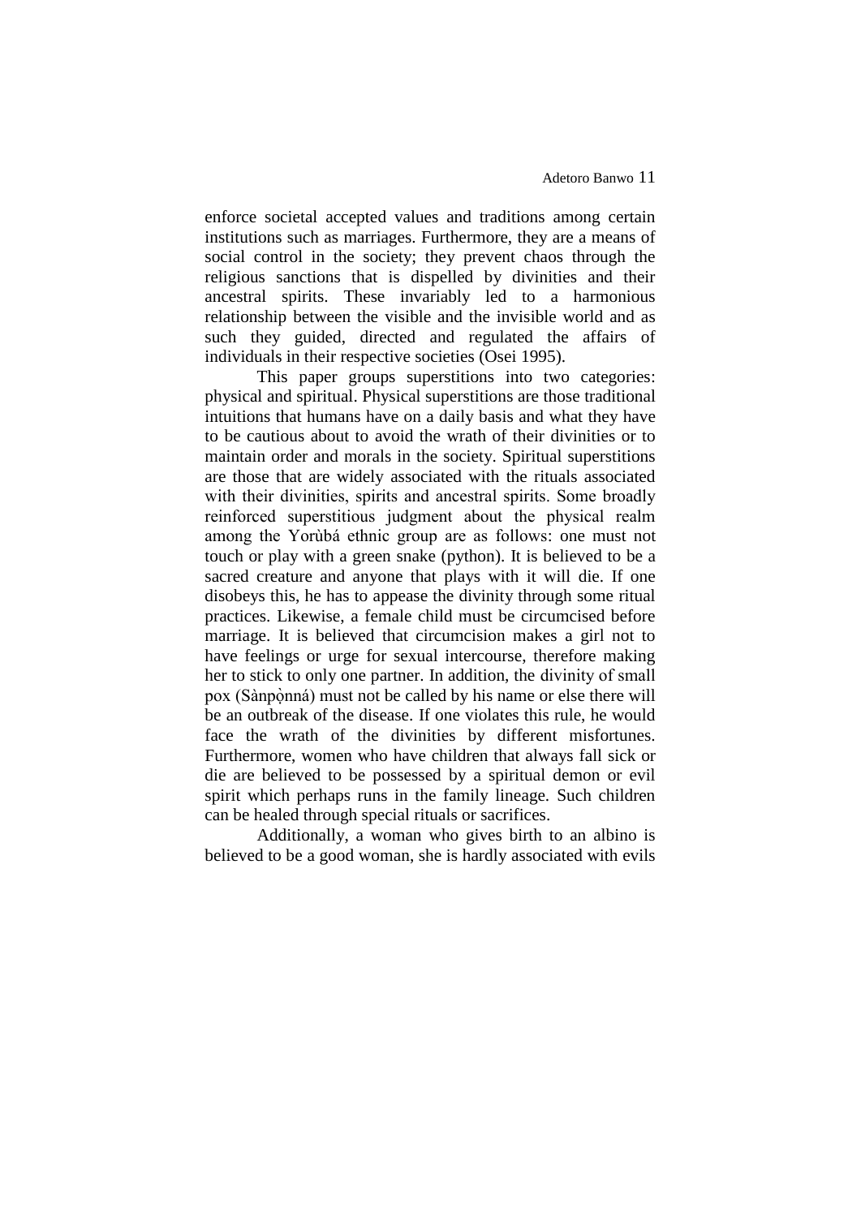enforce societal accepted values and traditions among certain institutions such as marriages. Furthermore, they are a means of social control in the society; they prevent chaos through the religious sanctions that is dispelled by divinities and their ancestral spirits. These invariably led to a harmonious relationship between the visible and the invisible world and as such they guided, directed and regulated the affairs of individuals in their respective societies (Osei 1995).

This paper groups superstitions into two categories: physical and spiritual. Physical superstitions are those traditional intuitions that humans have on a daily basis and what they have to be cautious about to avoid the wrath of their divinities or to maintain order and morals in the society. Spiritual superstitions are those that are widely associated with the rituals associated with their divinities, spirits and ancestral spirits. Some broadly reinforced superstitious judgment about the physical realm among the Yorùbá ethnic group are as follows: one must not touch or play with a green snake (python). It is believed to be a sacred creature and anyone that plays with it will die. If one disobeys this, he has to appease the divinity through some ritual practices. Likewise, a female child must be circumcised before marriage. It is believed that circumcision makes a girl not to have feelings or urge for sexual intercourse, therefore making her to stick to only one partner. In addition, the divinity of small pox (Sànpọ̀nná) must not be called by his name or else there will be an outbreak of the disease. If one violates this rule, he would face the wrath of the divinities by different misfortunes. Furthermore, women who have children that always fall sick or die are believed to be possessed by a spiritual demon or evil spirit which perhaps runs in the family lineage. Such children can be healed through special rituals or sacrifices.

Additionally, a woman who gives birth to an albino is believed to be a good woman, she is hardly associated with evils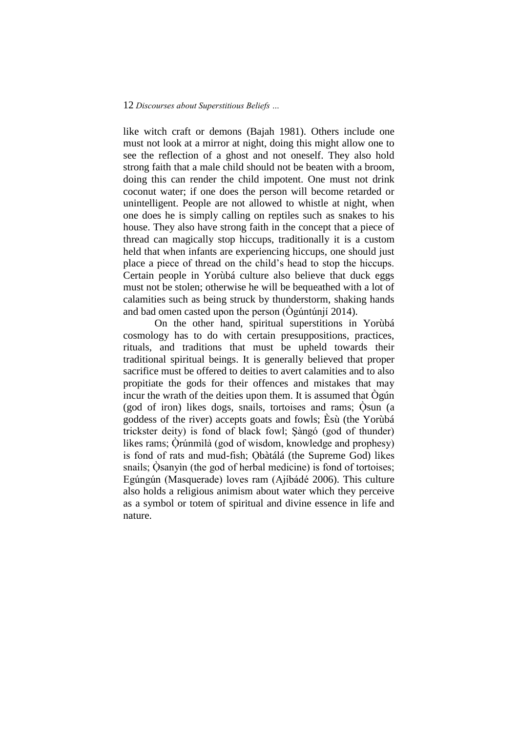like witch craft or demons (Bajah 1981). Others include one must not look at a mirror at night, doing this might allow one to see the reflection of a ghost and not oneself. They also hold strong faith that a male child should not be beaten with a broom, doing this can render the child impotent. One must not drink coconut water; if one does the person will become retarded or unintelligent. People are not allowed to whistle at night, when one does he is simply calling on reptiles such as snakes to his house. They also have strong faith in the concept that a piece of thread can magically stop hiccups, traditionally it is a custom held that when infants are experiencing hiccups, one should just place a piece of thread on the child's head to stop the hiccups. Certain people in Yorùbá culture also believe that duck eggs must not be stolen; otherwise he will be bequeathed with a lot of calamities such as being struck by thunderstorm, shaking hands and bad omen casted upon the person (Ògúntúnjí 2014).

On the other hand, spiritual superstitions in Yorùbá cosmology has to do with certain presuppositions, practices, rituals, and traditions that must be upheld towards their traditional spiritual beings. It is generally believed that proper sacrifice must be offered to deities to avert calamities and to also propitiate the gods for their offences and mistakes that may incur the wrath of the deities upon them. It is assumed that Ògún (god of iron) likes dogs, snails, tortoises and rams; Ọ̀sun (a goddess of the river) accepts goats and fowls; Èsù (the Yorùbá trickster deity) is fond of black fowl; Ṣàngó (god of thunder) likes rams; Ọ̀rúnmìlà (god of wisdom, knowledge and prophesy) is fond of rats and mud-fish; Ọbàtálá (the Supreme God) likes snails; Ọ̀sanyìn (the god of herbal medicine) is fond of tortoises; Egúngún (Masquerade) loves ram (Ajíbádé 2006). This culture also holds a religious animism about water which they perceive as a symbol or totem of spiritual and divine essence in life and nature.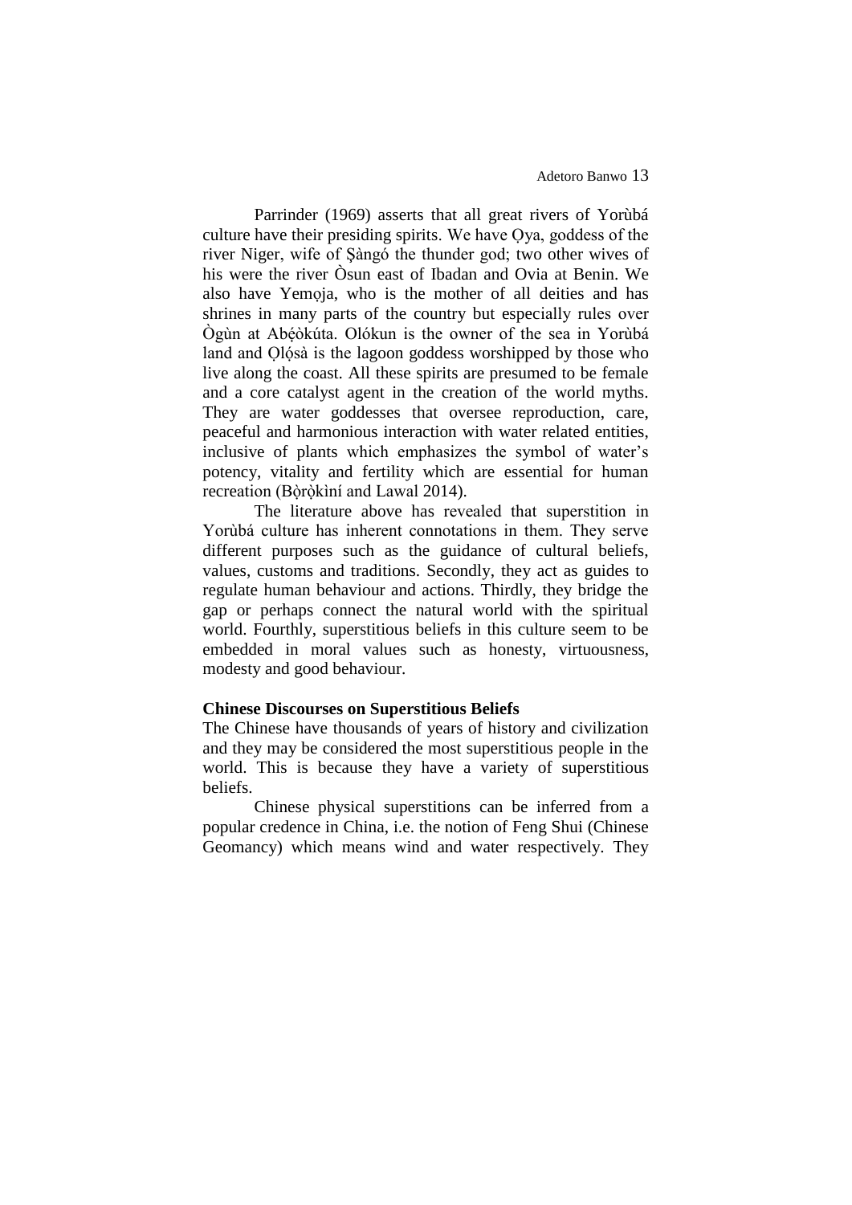Parrinder (1969) asserts that all great rivers of Yorùbá culture have their presiding spirits. We have Ọya, goddess of the river Niger, wife of Ṣàngó the thunder god; two other wives of his were the river Òsun east of Ibadan and Ovia at Benin. We also have Yemọja, who is the mother of all deities and has shrines in many parts of the country but especially rules over Ògùn at Abẹ́òkúta. Olókun is the owner of the sea in Yorùbá land and Ọlọ́sà is the lagoon goddess worshipped by those who live along the coast. All these spirits are presumed to be female and a core catalyst agent in the creation of the world myths. They are water goddesses that oversee reproduction, care, peaceful and harmonious interaction with water related entities, inclusive of plants which emphasizes the symbol of water's potency, vitality and fertility which are essential for human recreation (Bọ̀rọ̀kìní and Lawal 2014).

The literature above has revealed that superstition in Yorùbá culture has inherent connotations in them. They serve different purposes such as the guidance of cultural beliefs, values, customs and traditions. Secondly, they act as guides to regulate human behaviour and actions. Thirdly, they bridge the gap or perhaps connect the natural world with the spiritual world. Fourthly, superstitious beliefs in this culture seem to be embedded in moral values such as honesty, virtuousness, modesty and good behaviour.

**Chinese Discourses on Superstitious Beliefs**

The Chinese have thousands of years of history and civilization and they may be considered the most superstitious people in the world. This is because they have a variety of superstitious beliefs.

Chinese physical superstitions can be inferred from a popular credence in China, i.e. the notion of Feng Shui (Chinese Geomancy) which means wind and water respectively. They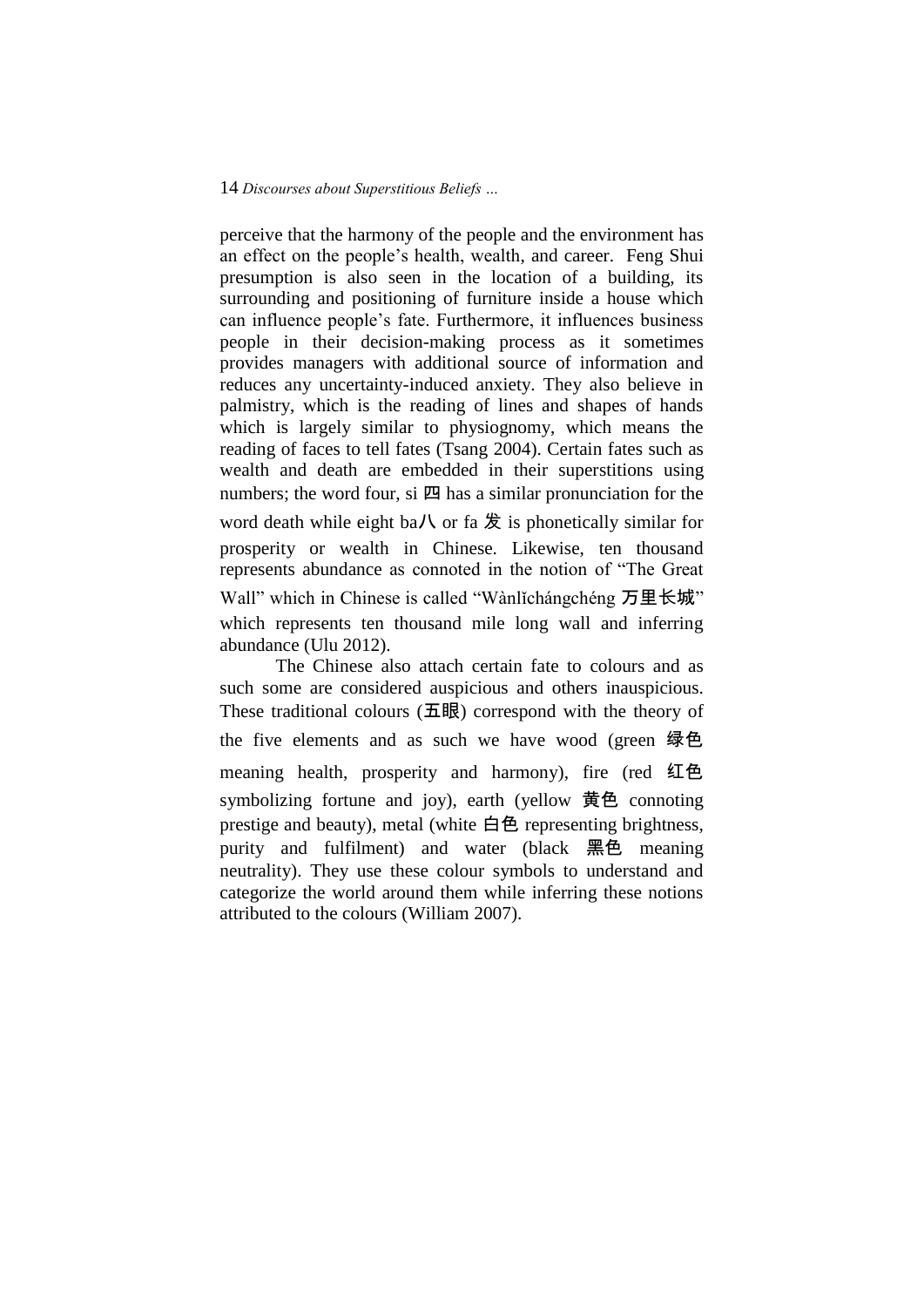perceive that the harmony of the people and the environment has an effect on the people's health, wealth, and career. Feng Shui presumption is also seen in the location of a building, its surrounding and positioning of furniture inside a house which can influence people's fate. Furthermore, it influences business people in their decision-making process as it sometimes provides managers with additional source of information and reduces any uncertainty-induced anxiety. They also believe in palmistry, which is the reading of lines and shapes of hands which is largely similar to physiognomy, which means the reading of faces to tell fates (Tsang 2004). Certain fates such as wealth and death are embedded in their superstitions using numbers; the word four, si 四 has a similar pronunciation for the word death while eight ba八 or fa 发 is phonetically similar for prosperity or wealth in Chinese. Likewise, ten thousand represents abundance as connoted in the notion of "The Great Wall" which in Chinese is called "Wànlǐchángchéng 万里长城" which represents ten thousand mile long wall and inferring abundance (Ulu 2012).

The Chinese also attach certain fate to colours and as such some are considered auspicious and others inauspicious. These traditional colours (五眼) correspond with the theory of the five elements and as such we have wood (green 绿色 meaning health, prosperity and harmony), fire (red 红色 symbolizing fortune and joy), earth (yellow 黄色 connoting prestige and beauty), metal (white 白色 representing brightness, purity and fulfilment) and water (black 黑色 meaning neutrality). They use these colour symbols to understand and categorize the world around them while inferring these notions attributed to the colours (William 2007).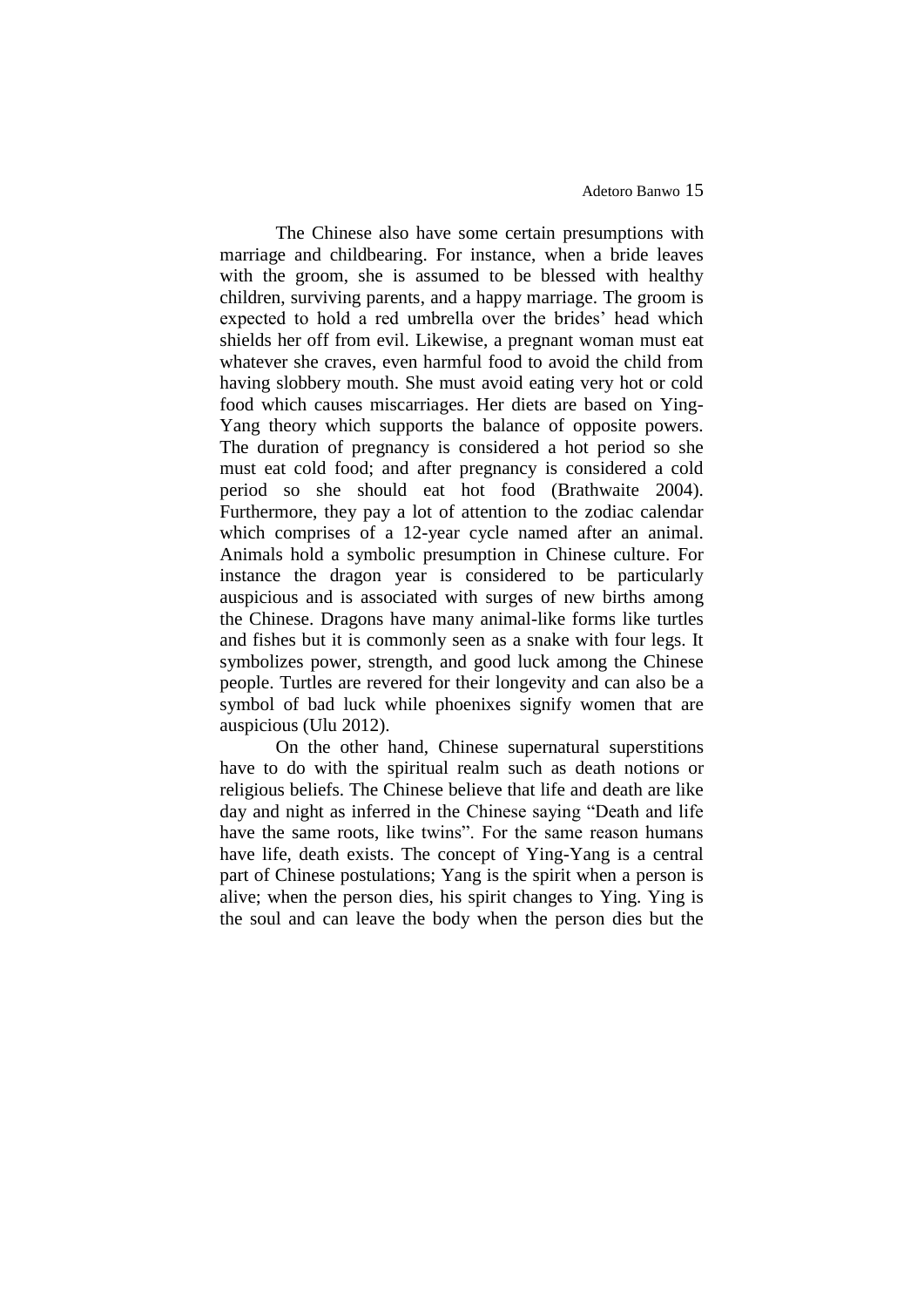The Chinese also have some certain presumptions with marriage and childbearing. For instance, when a bride leaves with the groom, she is assumed to be blessed with healthy children, surviving parents, and a happy marriage. The groom is expected to hold a red umbrella over the brides' head which shields her off from evil. Likewise, a pregnant woman must eat whatever she craves, even harmful food to avoid the child from having slobbery mouth. She must avoid eating very hot or cold food which causes miscarriages. Her diets are based on Ying-Yang theory which supports the balance of opposite powers. The duration of pregnancy is considered a hot period so she must eat cold food; and after pregnancy is considered a cold period so she should eat hot food (Brathwaite 2004). Furthermore, they pay a lot of attention to the zodiac calendar which comprises of a 12-year cycle named after an animal. Animals hold a symbolic presumption in Chinese culture. For instance the dragon year is considered to be particularly auspicious and is associated with surges of new births among the Chinese. Dragons have many animal-like forms like turtles and fishes but it is commonly seen as a snake with four legs. It symbolizes power, strength, and good luck among the Chinese people. Turtles are revered for their longevity and can also be a symbol of bad luck while phoenixes signify women that are auspicious (Ulu 2012).

On the other hand, Chinese supernatural superstitions have to do with the spiritual realm such as death notions or religious beliefs. The Chinese believe that life and death are like day and night as inferred in the Chinese saying "Death and life have the same roots, like twins". For the same reason humans have life, death exists. The concept of Ying-Yang is a central part of Chinese postulations; Yang is the spirit when a person is alive; when the person dies, his spirit changes to Ying. Ying is the soul and can leave the body when the person dies but the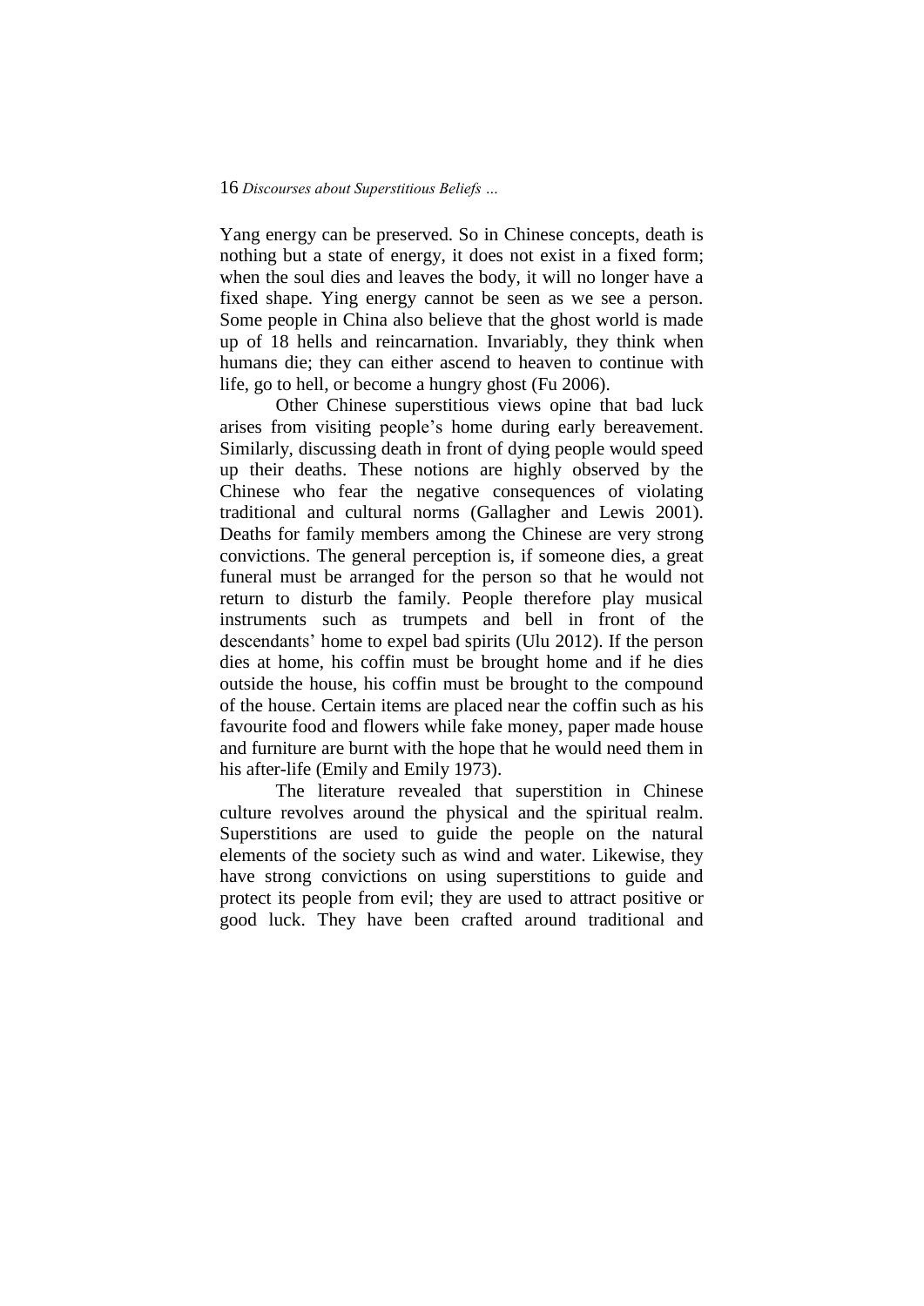Yang energy can be preserved. So in Chinese concepts, death is nothing but a state of energy, it does not exist in a fixed form; when the soul dies and leaves the body, it will no longer have a fixed shape. Ying energy cannot be seen as we see a person. Some people in China also believe that the ghost world is made up of 18 hells and reincarnation. Invariably, they think when humans die; they can either ascend to heaven to continue with life, go to hell, or become a hungry ghost (Fu 2006).

Other Chinese superstitious views opine that bad luck arises from visiting people's home during early bereavement. Similarly, discussing death in front of dying people would speed up their deaths. These notions are highly observed by the Chinese who fear the negative consequences of violating traditional and cultural norms (Gallagher and Lewis 2001). Deaths for family members among the Chinese are very strong convictions. The general perception is, if someone dies, a great funeral must be arranged for the person so that he would not return to disturb the family. People therefore play musical instruments such as trumpets and bell in front of the descendants' home to expel bad spirits (Ulu 2012). If the person dies at home, his coffin must be brought home and if he dies outside the house, his coffin must be brought to the compound of the house. Certain items are placed near the coffin such as his favourite food and flowers while fake money, paper made house and furniture are burnt with the hope that he would need them in his after-life (Emily and Emily 1973).

The literature revealed that superstition in Chinese culture revolves around the physical and the spiritual realm. Superstitions are used to guide the people on the natural elements of the society such as wind and water. Likewise, they have strong convictions on using superstitions to guide and protect its people from evil; they are used to attract positive or good luck. They have been crafted around traditional and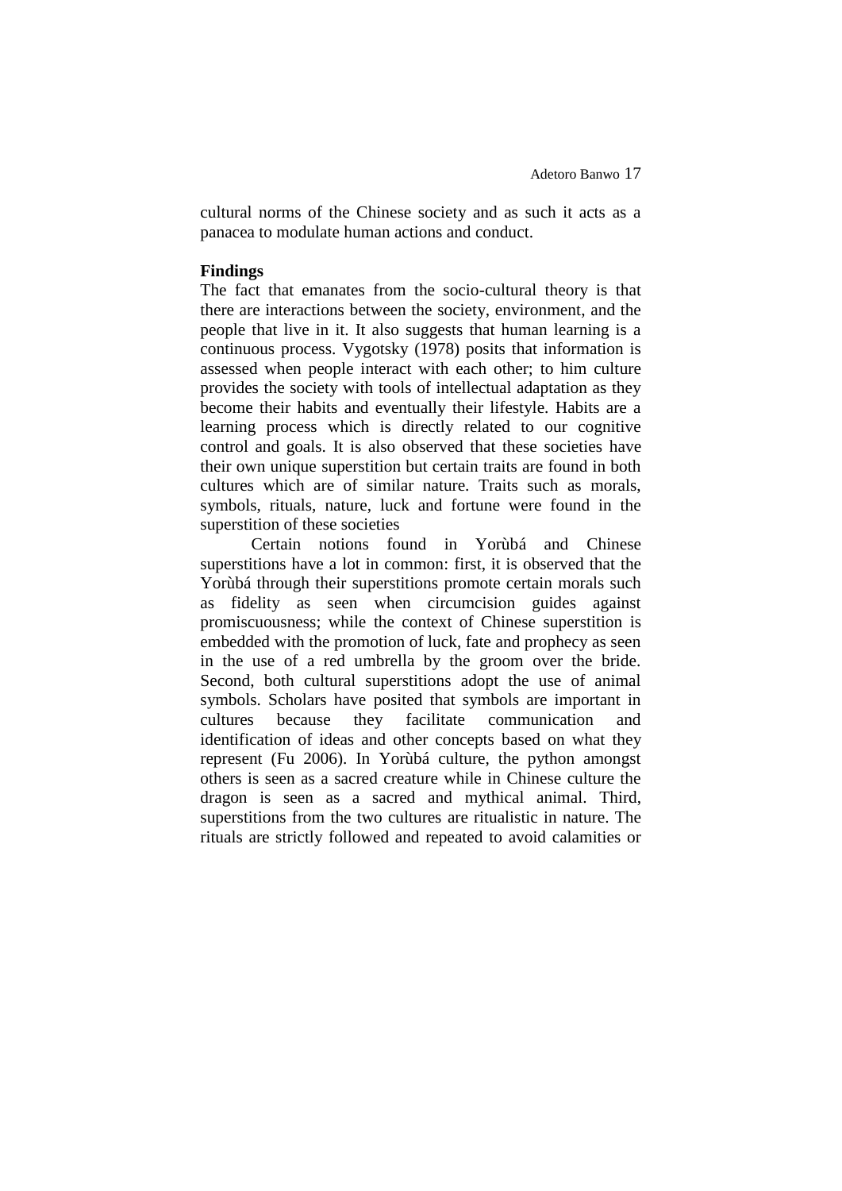cultural norms of the Chinese society and as such it acts as a panacea to modulate human actions and conduct.

**Findings**

The fact that emanates from the socio-cultural theory is that there are interactions between the society, environment, and the people that live in it. It also suggests that human learning is a continuous process. Vygotsky (1978) posits that information is assessed when people interact with each other; to him culture provides the society with tools of intellectual adaptation as they become their habits and eventually their lifestyle. Habits are a learning process which is directly related to our cognitive control and goals. It is also observed that these societies have their own unique superstition but certain traits are found in both cultures which are of similar nature. Traits such as morals, symbols, rituals, nature, luck and fortune were found in the superstition of these societies

Certain notions found in Yorùbá and Chinese superstitions have a lot in common: first, it is observed that the Yorùbá through their superstitions promote certain morals such as fidelity as seen when circumcision guides against promiscuousness; while the context of Chinese superstition is embedded with the promotion of luck, fate and prophecy as seen in the use of a red umbrella by the groom over the bride. Second, both cultural superstitions adopt the use of animal symbols. Scholars have posited that symbols are important in cultures because they facilitate communication and identification of ideas and other concepts based on what they represent (Fu 2006). In Yorùbá culture, the python amongst others is seen as a sacred creature while in Chinese culture the dragon is seen as a sacred and mythical animal. Third, superstitions from the two cultures are ritualistic in nature. The rituals are strictly followed and repeated to avoid calamities or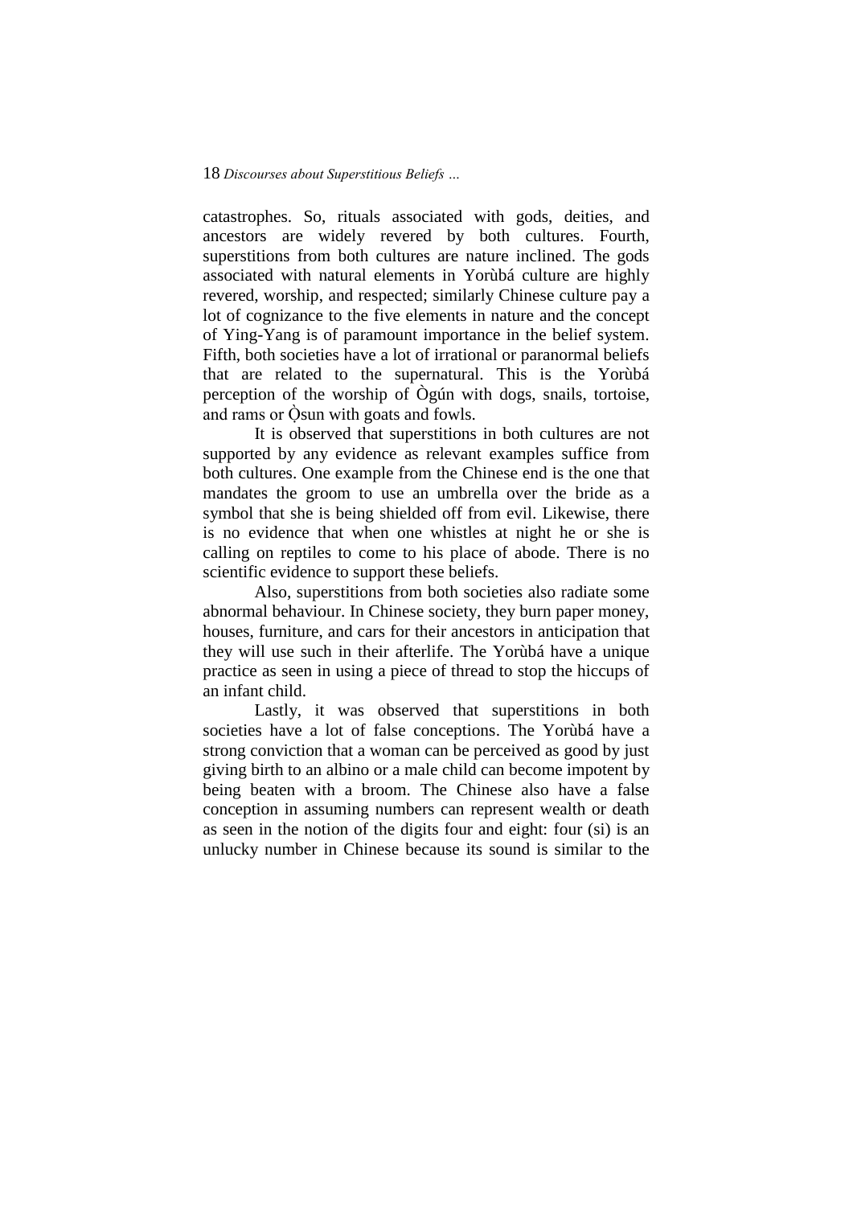catastrophes. So, rituals associated with gods, deities, and ancestors are widely revered by both cultures. Fourth, superstitions from both cultures are nature inclined. The gods associated with natural elements in Yorùbá culture are highly revered, worship, and respected; similarly Chinese culture pay a lot of cognizance to the five elements in nature and the concept of Ying-Yang is of paramount importance in the belief system. Fifth, both societies have a lot of irrational or paranormal beliefs that are related to the supernatural. This is the Yorùbá perception of the worship of Ògún with dogs, snails, tortoise, and rams or Ọ̀sun with goats and fowls.

It is observed that superstitions in both cultures are not supported by any evidence as relevant examples suffice from both cultures. One example from the Chinese end is the one that mandates the groom to use an umbrella over the bride as a symbol that she is being shielded off from evil. Likewise, there is no evidence that when one whistles at night he or she is calling on reptiles to come to his place of abode. There is no scientific evidence to support these beliefs.

Also, superstitions from both societies also radiate some abnormal behaviour. In Chinese society, they burn paper money, houses, furniture, and cars for their ancestors in anticipation that they will use such in their afterlife. The Yorùbá have a unique practice as seen in using a piece of thread to stop the hiccups of an infant child.

Lastly, it was observed that superstitions in both societies have a lot of false conceptions. The Yorùbá have a strong conviction that a woman can be perceived as good by just giving birth to an albino or a male child can become impotent by being beaten with a broom. The Chinese also have a false conception in assuming numbers can represent wealth or death as seen in the notion of the digits four and eight: four (si) is an unlucky number in Chinese because its sound is similar to the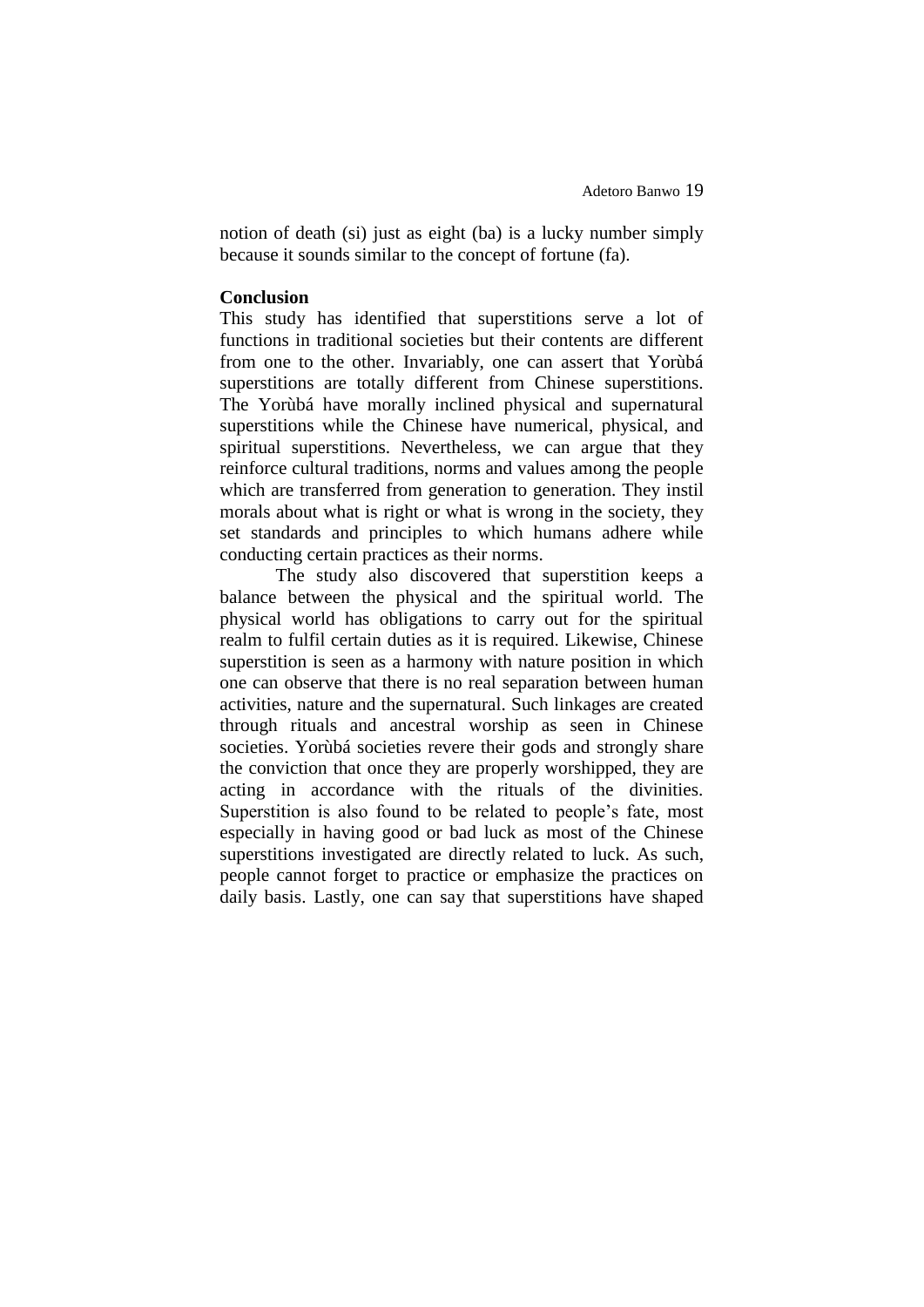notion of death (si) just as eight (ba) is a lucky number simply because it sounds similar to the concept of fortune (fa).

**Conclusion**

This study has identified that superstitions serve a lot of functions in traditional societies but their contents are different from one to the other. Invariably, one can assert that Yorùbá superstitions are totally different from Chinese superstitions. The Yorùbá have morally inclined physical and supernatural superstitions while the Chinese have numerical, physical, and spiritual superstitions. Nevertheless, we can argue that they reinforce cultural traditions, norms and values among the people which are transferred from generation to generation. They instil morals about what is right or what is wrong in the society, they set standards and principles to which humans adhere while conducting certain practices as their norms.

The study also discovered that superstition keeps a balance between the physical and the spiritual world. The physical world has obligations to carry out for the spiritual realm to fulfil certain duties as it is required. Likewise, Chinese superstition is seen as a harmony with nature position in which one can observe that there is no real separation between human activities, nature and the supernatural. Such linkages are created through rituals and ancestral worship as seen in Chinese societies. Yorùbá societies revere their gods and strongly share the conviction that once they are properly worshipped, they are acting in accordance with the rituals of the divinities. Superstition is also found to be related to people's fate, most especially in having good or bad luck as most of the Chinese superstitions investigated are directly related to luck. As such, people cannot forget to practice or emphasize the practices on daily basis. Lastly, one can say that superstitions have shaped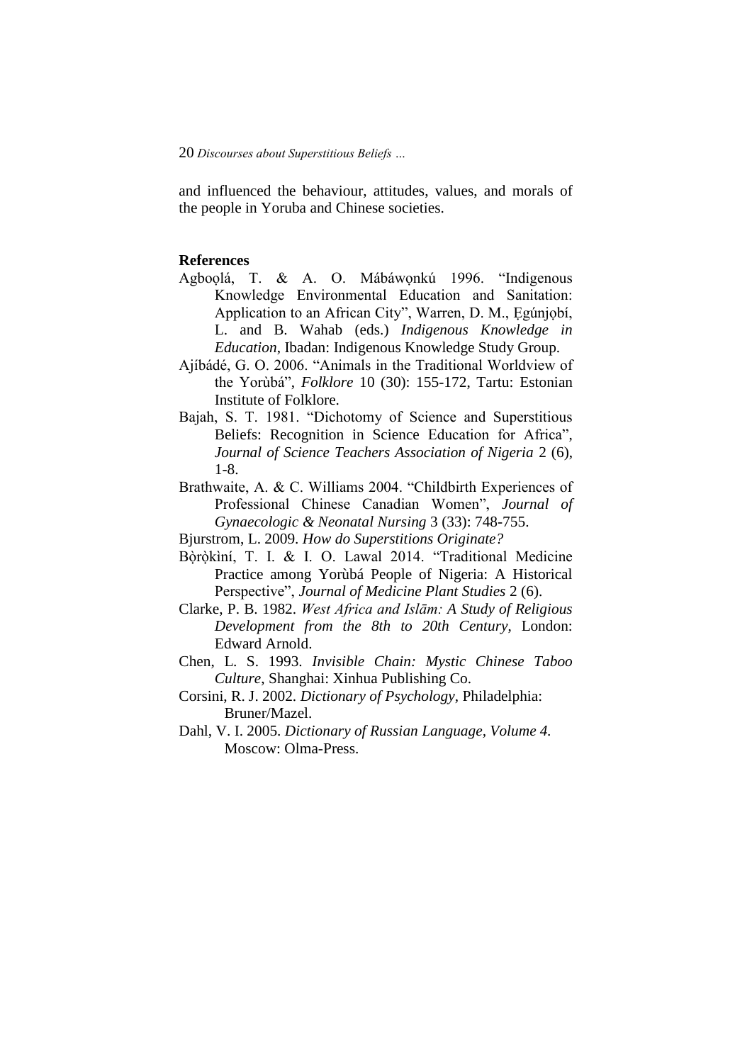and influenced the behaviour, attitudes, values, and morals of the people in Yoruba and Chinese societies.

## References

Agboọlá, T. & A. O. Mábáwọnkú 1996. "Indigenous Knowledge Environmental Education and Sanitation: Application to an African City", Warren, D. M., Ẹgúnjọbí, L. and B. Wahab (eds.) *Indigenous Knowledge in Education*, Ibadan: Indigenous Knowledge Study Group.

Ajíbádé, G. O. 2006. "Animals in the Traditional Worldview of the Yorùbá", *Folklore* 10 (30): 155-172, Tartu: Estonian Institute of Folklore.

Bajah, S. T. 1981. "Dichotomy of Science and Superstitious Beliefs: Recognition in Science Education for Africa", *Journal of Science Teachers Association of Nigeria* 2 (6), 1-8.

Brathwaite, A. & C. Williams 2004. "Childbirth Experiences of Professional Chinese Canadian Women", *Journal of Gynaecologic & Neonatal Nursing* 3 (33): 748-755.

Bjurstrom, L. 2009. *How do Superstitions Originate?*

Bọ̀rọ̀kìní, T. I. & I. O. Lawal 2014. "Traditional Medicine Practice among Yorùbá People of Nigeria: A Historical Perspective", *Journal of Medicine Plant Studies* 2 (6).

Clarke, P. B. 1982. *West Africa and Islām: A Study of Religious Development from the 8th to 20th Century*, London: Edward Arnold.

Chen, L. S. 1993. *Invisible Chain: Mystic Chinese Taboo Culture*, Shanghai: Xinhua Publishing Co.

Corsini, R. J. 2002. *Dictionary of Psychology*, Philadelphia: Bruner/Mazel.

Dahl, V. I. 2005. *Dictionary of Russian Language, Volume 4.* Moscow: Olma-Press.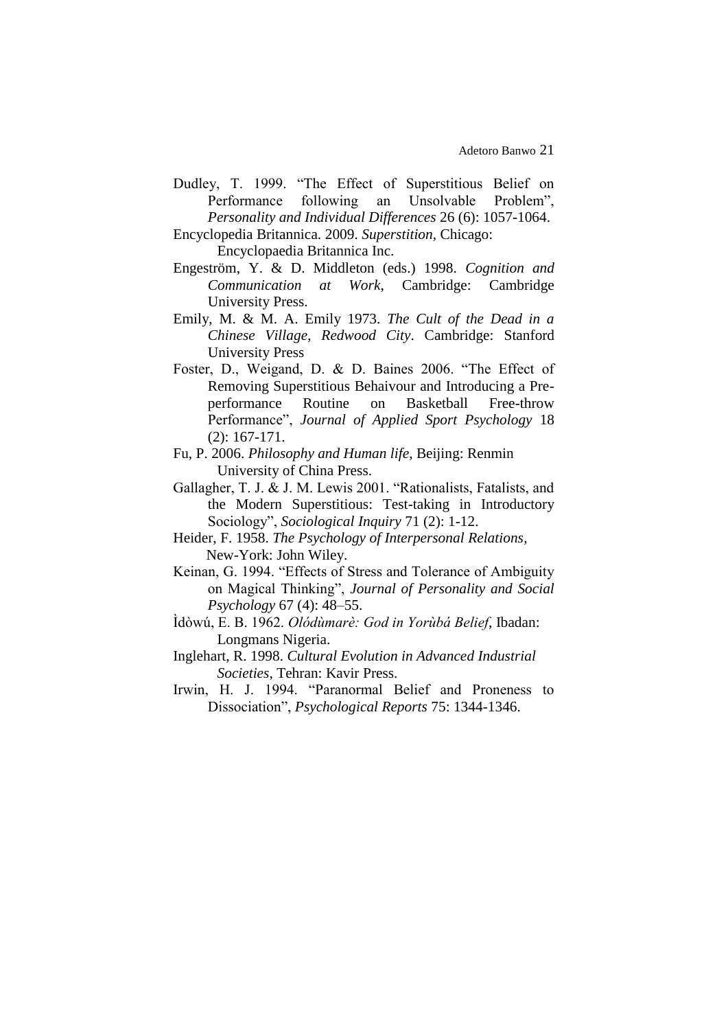Dudley, T. 1999. “The Effect of Superstitious Belief on Performance following an Unsolvable Problem”, *Personality and Individual Differences* 26 (6): 1057-1064.

Encyclopedia Britannica. 2009. *Superstition*, Chicago: Encyclopaedia Britannica Inc.

Engeström, Y. & D. Middleton (eds.) 1998. *Cognition and Communication at Work*, Cambridge: Cambridge University Press.

Emily, M. & M. A. Emily 1973. *The Cult of the Dead in a Chinese Village, Redwood City*. Cambridge: Stanford University Press

Foster, D., Weigand, D. & D. Baines 2006. “The Effect of Removing Superstitious Behaivour and Introducing a Pre-performance Routine on Basketball Free-throw Performance”, *Journal of Applied Sport Psychology* 18 (2): 167-171.

Fu, P. 2006. *Philosophy and Human life*, Beijing: Renmin University of China Press.

Gallagher, T. J. & J. M. Lewis 2001. “Rationalists, Fatalists, and the Modern Superstitious: Test-taking in Introductory Sociology”, *Sociological Inquiry* 71 (2): 1-12.

Heider, F. 1958. *The Psychology of Interpersonal Relations*, New-York: John Wiley.

Keinan, G. 1994. “Effects of Stress and Tolerance of Ambiguity on Magical Thinking”, *Journal of Personality and Social Psychology* 67 (4): 48–55.

Ìdòwú, E. B. 1962. *Olódùmarè: God in Yorùbá Belief*, Ibadan: Longmans Nigeria.

Inglehart, R. 1998. *Cultural Evolution in Advanced Industrial Societies*, Tehran: Kavir Press.

Irwin, H. J. 1994. “Paranormal Belief and Proneness to Dissociation”, *Psychological Reports* 75: 1344-1346.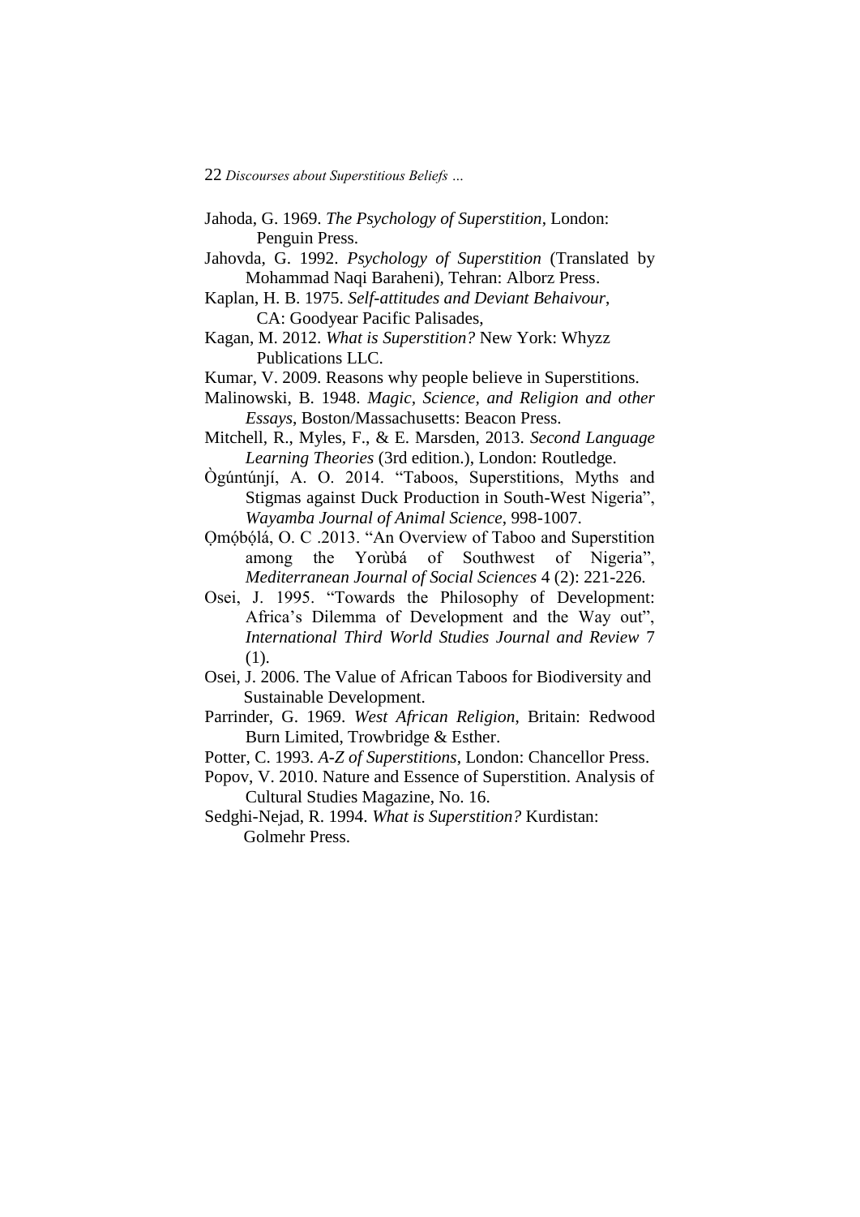Jahoda, G. 1969. *The Psychology of Superstition*, London: Penguin Press.

Jahovda, G. 1992. *Psychology of Superstition* (Translated by Mohammad Naqi Baraheni), Tehran: Alborz Press.

Kaplan, H. B. 1975. *Self-attitudes and Deviant Behaivour*, CA: Goodyear Pacific Palisades,

Kagan, M. 2012. *What is Superstition?* New York: Whyzz Publications LLC.

Kumar, V. 2009. Reasons why people believe in Superstitions.

Malinowski, B. 1948. *Magic, Science, and Religion and other Essays*, Boston/Massachusetts: Beacon Press.

Mitchell, R., Myles, F., & E. Marsden, 2013. *Second Language Learning Theories* (3rd edition.), London: Routledge.

Ògúntúnjí, A. O. 2014. "Taboos, Superstitions, Myths and Stigmas against Duck Production in South-West Nigeria", *Wayamba Journal of Animal Science*, 998-1007.

Ọmọ́bọ́lá, O. C .2013. "An Overview of Taboo and Superstition among the Yorùbá of Southwest of Nigeria", *Mediterranean Journal of Social Sciences* 4 (2): 221-226.

Osei, J. 1995. "Towards the Philosophy of Development: Africa's Dilemma of Development and the Way out", *International Third World Studies Journal and Review* 7 (1).

Osei, J. 2006. The Value of African Taboos for Biodiversity and Sustainable Development.

Parrinder, G. 1969. *West African Religion*, Britain: Redwood Burn Limited, Trowbridge & Esther.

Potter, C. 1993. *A-Z of Superstitions*, London: Chancellor Press.

Popov, V. 2010. Nature and Essence of Superstition. Analysis of Cultural Studies Magazine, No. 16.

Sedghi-Nejad, R. 1994. *What is Superstition?* Kurdistan: Golmehr Press.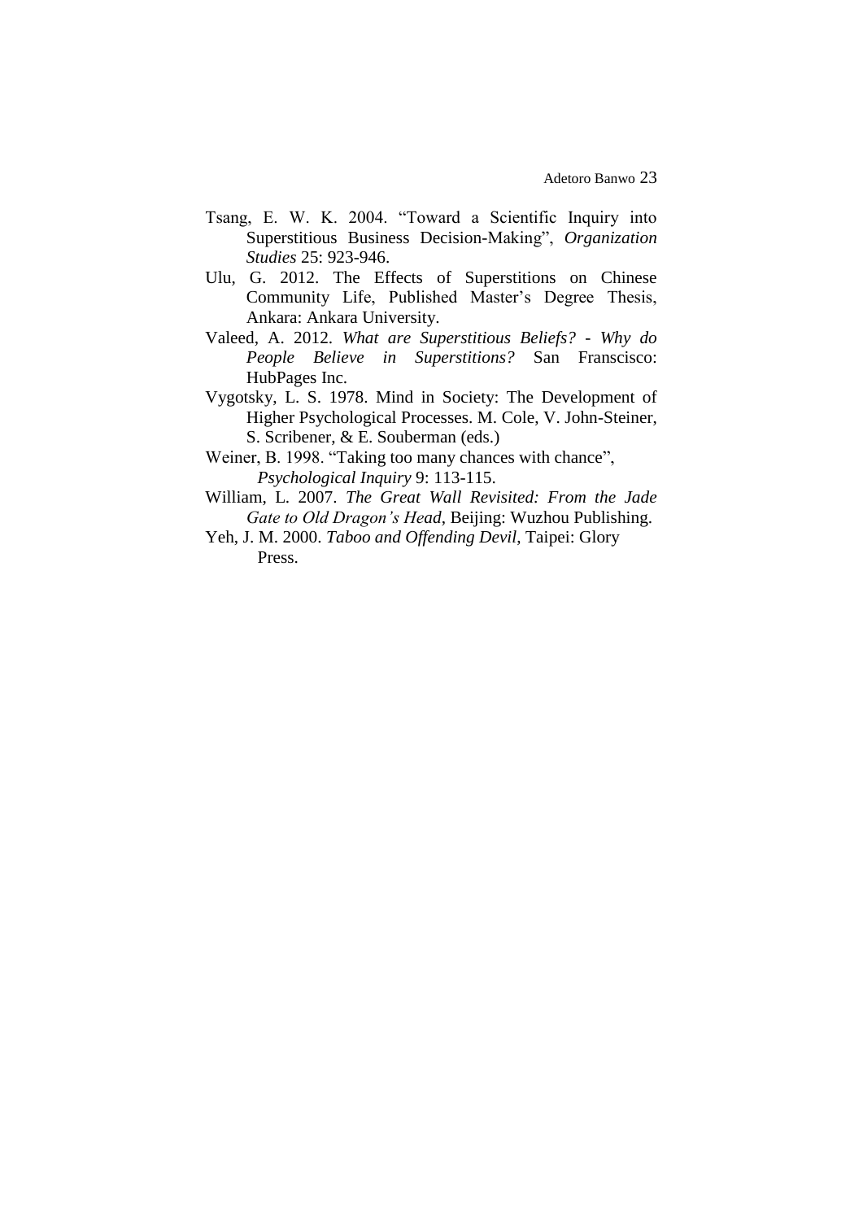Tsang, E. W. K. 2004. “Toward a Scientific Inquiry into Superstitious Business Decision-Making”, *Organization Studies* 25: 923-946.

Ulu, G. 2012. The Effects of Superstitions on Chinese Community Life, Published Master’s Degree Thesis, Ankara: Ankara University.

Valeed, A. 2012. *What are Superstitious Beliefs? - Why do People Believe in Superstitions?* San Franscisco: HubPages Inc.

Vygotsky, L. S. 1978. Mind in Society: The Development of Higher Psychological Processes. M. Cole, V. John-Steiner, S. Scribener, & E. Souberman (eds.)

Weiner, B. 1998. “Taking too many chances with chance”, *Psychological Inquiry* 9: 113-115.

William, L. 2007. *The Great Wall Revisited: From the Jade Gate to Old Dragon’s Head*, Beijing: Wuzhou Publishing.

Yeh, J. M. 2000. *Taboo and Offending Devil*, Taipei: Glory Press.